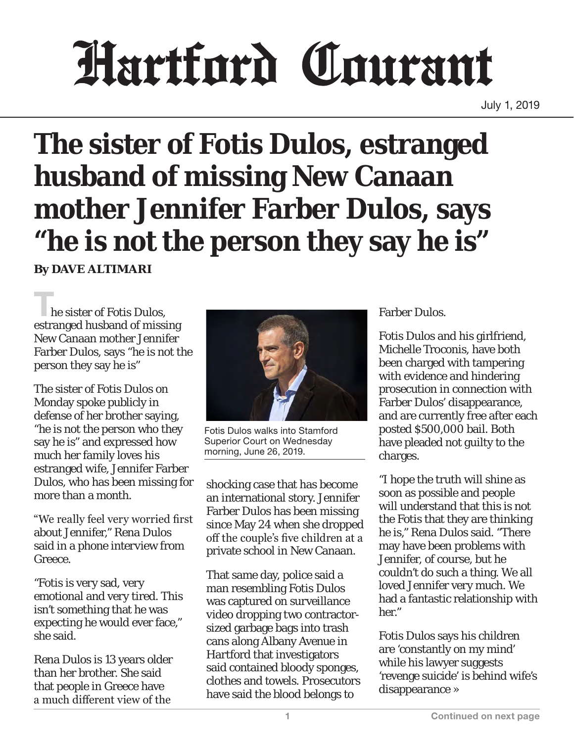# Hartford Courant

July 1, 2019

# The sister of Fotis Dulos, estranged husband of missing New Canaan mother Jennifer Farber Dulos, says "he is not the person they say he is"

**By DAVE ALTIMARI**

The sister of Fotis Dulos, estranged husband of missing New Canaan mother Jennifer Farber Dulos, says "he is not the person they say he is"

The sister of Fotis Dulos on Monday spoke publicly in defense of her brother saying, "he is not the person who they say he is" and expressed how much her family loves his estranged wife, Jennifer Farber Dulos, who has been missing for more than a month.

"We really feel very worried first about Jennifer," Rena Dulos said in a phone interview from Greece.

"Fotis is very sad, very emotional and very tired. This isn't something that he was expecting he would ever face," she said.

Rena Dulos is 13 years older than her brother. She said that people in Greece have a much different view of the shocking case that has become an international story. Jennifer Farber Dulos has been missing since May 24 when she dropped off the couple's five children at a private school in New Canaan.

Fotis Dulos walks into Stamford Superior Court on Wednesday morning, June 26, 2019.

That same day, police said a man resembling Fotis Dulos was captured on surveillance video dropping two contractor-sized garbage bags into trash cans along Albany Avenue in Hartford that investigators said contained bloody sponges, clothes and towels. Prosecutors have said the blood belongs to Farber Dulos.

Fotis Dulos and his girlfriend, Michelle Troconis, have both been charged with tampering with evidence and hindering prosecution in connection with Farber Dulos' disappearance, and are currently free after each posted $500,000 bail. Both have pleaded not guilty to the charges.

"I hope the truth will shine as soon as possible and people will understand that this is not the Fotis that they are thinking he is," Rena Dulos said. "There may have been problems with Jennifer, of course, but he couldn't do such a thing. We all loved Jennifer very much. We had a fantastic relationship with her."

Fotis Dulos says his children are 'constantly on my mind' while his lawyer suggests 'revenge suicide' is behind wife's disappearance »

Continued on next page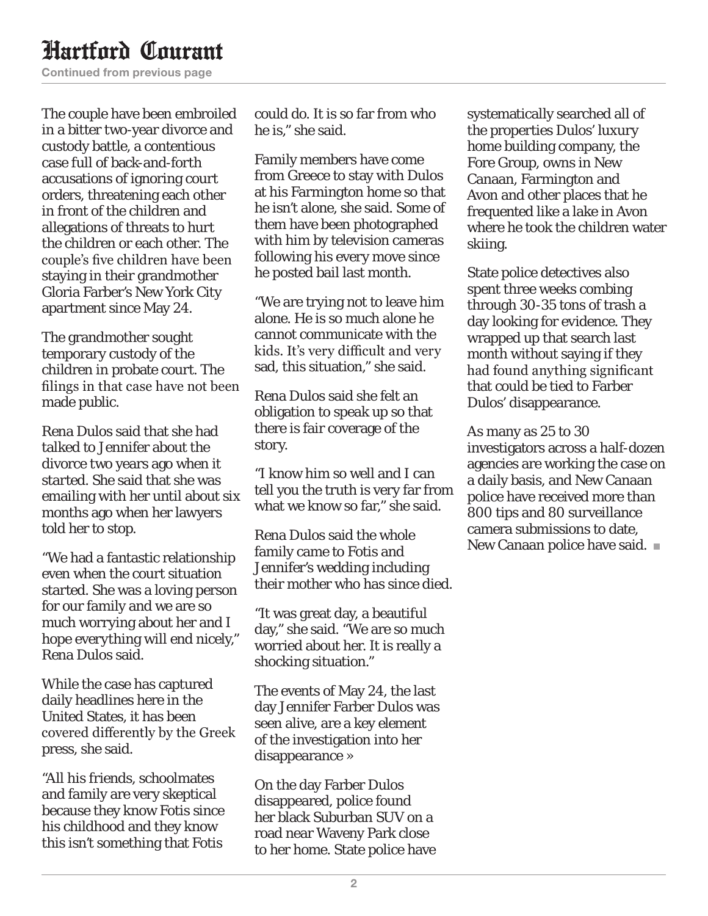The couple have been embroiled in a bitter two-year divorce and custody battle, a contentious case full of back-and-forth accusations of ignoring court orders, threatening each other in front of the children and allegations of threats to hurt the children or each other. The couple's five children have been staying in their grandmother Gloria Farber's New York City apartment since May 24.

The grandmother sought temporary custody of the children in probate court. The filings in that case have not been made public.

Rena Dulos said that she had talked to Jennifer about the divorce two years ago when it started. She said that she was emailing with her until about six months ago when her lawyers told her to stop.

"We had a fantastic relationship even when the court situation started. She was a loving person for our family and we are so much worrying about her and I hope everything will end nicely," Rena Dulos said.

While the case has captured daily headlines here in the United States, it has been covered differently by the Greek press, she said.

"All his friends, schoolmates and family are very skeptical because they know Fotis since his childhood and they know this isn't something that Fotis could do. It is so far from who he is," she said.

Family members have come from Greece to stay with Dulos at his Farmington home so that he isn't alone, she said. Some of them have been photographed with him by television cameras following his every move since he posted bail last month.

"We are trying not to leave him alone. He is so much alone he cannot communicate with the kids. It's very difficult and very sad, this situation," she said.

Rena Dulos said she felt an obligation to speak up so that there is fair coverage of the story.

"I know him so well and I can tell you the truth is very far from what we know so far," she said.

Rena Dulos said the whole family came to Fotis and Jennifer's wedding including their mother who has since died.

"It was great day, a beautiful day," she said. "We are so much worried about her. It is really a shocking situation."

The events of May 24, the last day Jennifer Farber Dulos was seen alive, are a key element of the investigation into her disappearance »

On the day Farber Dulos disappeared, police found her black Suburban SUV on a road near Waveny Park close to her home. State police have systematically searched all of the properties Dulos' luxury home building company, the Fore Group, owns in New Canaan, Farmington and Avon and other places that he frequented like a lake in Avon where he took the children water skiing.

State police detectives also spent three weeks combing through 30-35 tons of trash a day looking for evidence. They wrapped up that search last month without saying if they had found anything significant that could be tied to Farber Dulos' disappearance.

As many as 25 to 30 investigators across a half-dozen agencies are working the case on a daily basis, and New Canaan police have received more than 800 tips and 80 surveillance camera submissions to date, New Canaan police have said.